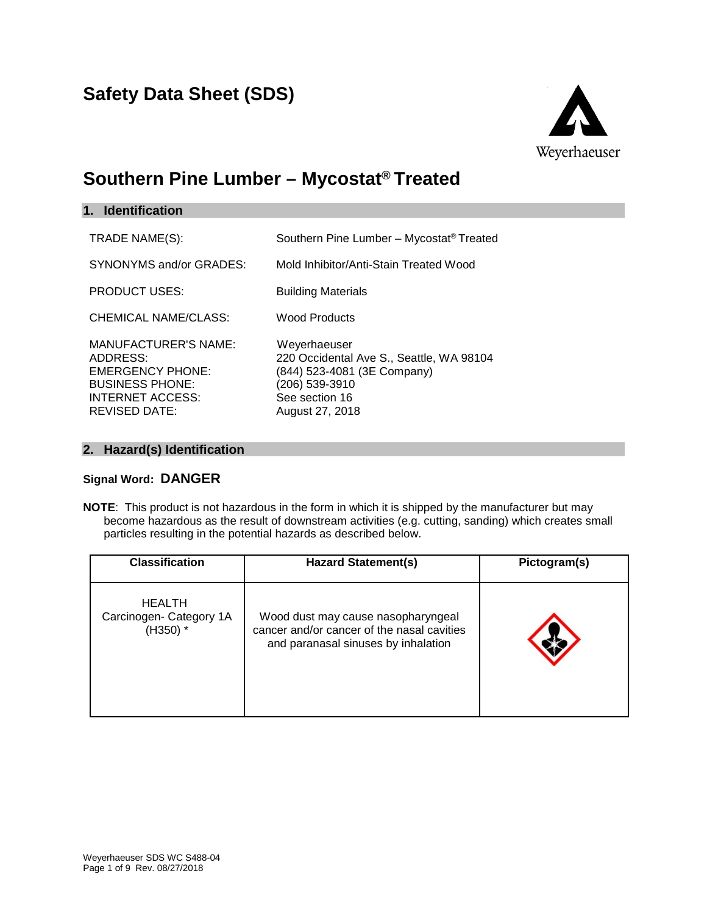# Safety Data Sheet (SDS)

Weyerhaeuser

# Southern Pine Lumber – Mycostat® Treated

## 1. Identification

| | |
|---|---|
| TRADE NAME(S): | Southern Pine Lumber – Mycostat® Treated |
| SYNONYMS and/or GRADES: | Mold Inhibitor/Anti-Stain Treated Wood |
| PRODUCT USES: | Building Materials |
| CHEMICAL NAME/CLASS: | Wood Products |
| MANUFACTURER'S NAME: | Weyerhaeuser |
| ADDRESS: | 220 Occidental Ave S., Seattle, WA 98104 |
| EMERGENCY PHONE: | (844) 523-4081 (3E Company) |
| BUSINESS PHONE: | (206) 539-3910 |
| INTERNET ACCESS: | See section 16 |
| REVISED DATE: | August 27, 2018 |

## 2. Hazard(s) Identification

**Signal Word: DANGER**

**NOTE**: This product is not hazardous in the form in which it is shipped by the manufacturer but may become hazardous as the result of downstream activities (e.g. cutting, sanding) which creates small particles resulting in the potential hazards as described below.

| Classification | Hazard Statement(s) | Pictogram(s) |
|---|---|---|
| HEALTH Carcinogen- Category 1A (H350) * | Wood dust may cause nasopharyngeal cancer and/or cancer of the nasal cavities and paranasal sinuses by inhalation | |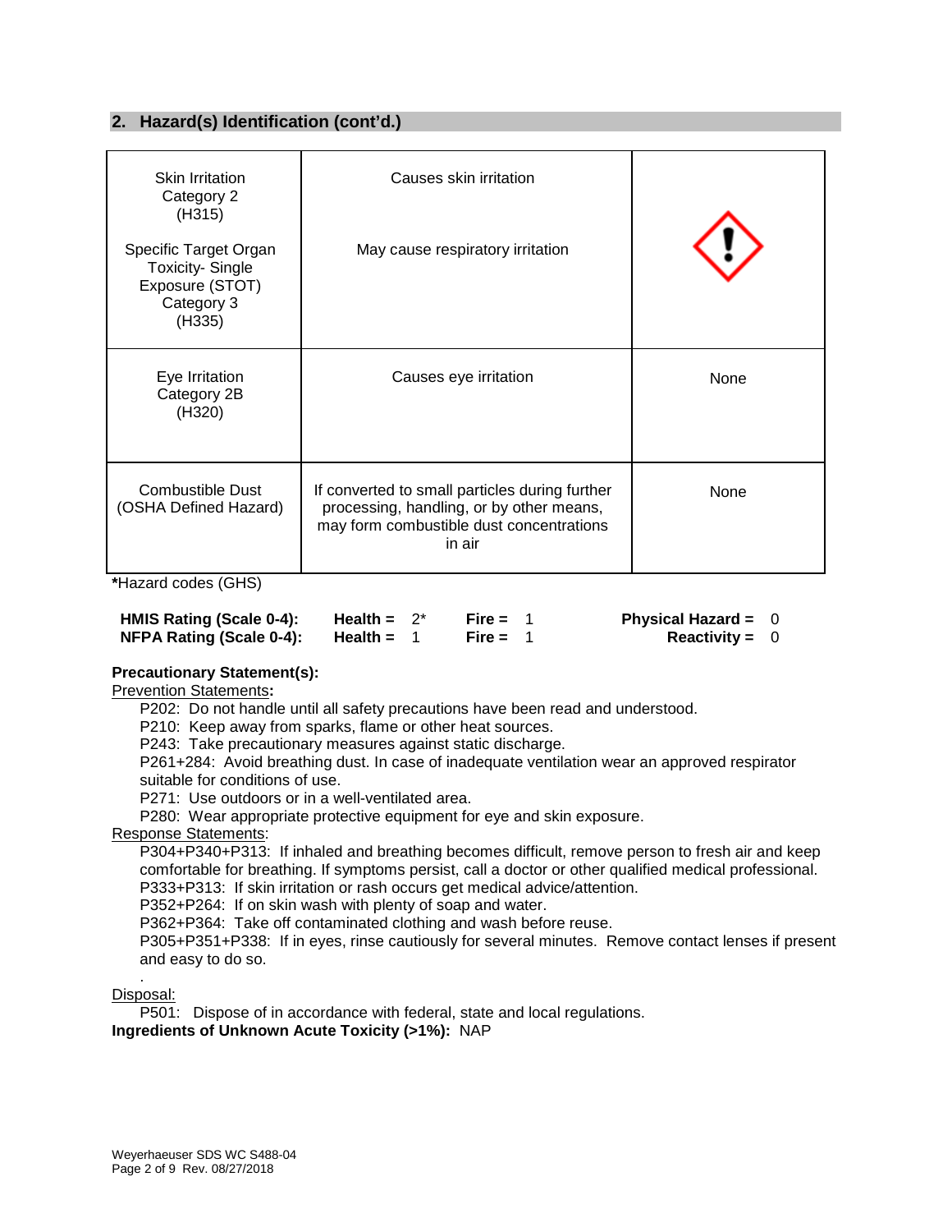## 2. Hazard(s) Identification (cont'd.)

| | | |
|---|---|---|
| Skin Irritation Category 2 (H315)<br><br>Specific Target Organ Toxicity- Single Exposure (STOT) Category 3 (H335) | Causes skin irritation<br><br>May cause respiratory irritation | |
| Eye Irritation Category 2B (H320) | Causes eye irritation | None |
| Combustible Dust (OSHA Defined Hazard) | If converted to small particles during further processing, handling, or by other means, may form combustible dust concentrations in air | None |

***Hazard codes (GHS)**

| | | | | |
|---|---|---|---|---|
| **HMIS Rating (Scale 0-4):** | **Health =** 2* | **Fire =** 1 | **Physical Hazard =** 0 |
| **NFPA Rating (Scale 0-4):** | **Health =** 1 | **Fire =** 1 | **Reactivity =** 0 |

**Precautionary Statement(s):**

Prevention Statements**:**

P202: Do not handle until all safety precautions have been read and understood.
P210: Keep away from sparks, flame or other heat sources.
P243: Take precautionary measures against static discharge.
P261+284: Avoid breathing dust. In case of inadequate ventilation wear an approved respirator suitable for conditions of use.
P271: Use outdoors or in a well-ventilated area.
P280: Wear appropriate protective equipment for eye and skin exposure.

Response Statements:

P304+P340+P313: If inhaled and breathing becomes difficult, remove person to fresh air and keep comfortable for breathing. If symptoms persist, call a doctor or other qualified medical professional.
P333+P313: If skin irritation or rash occurs get medical advice/attention.
P352+P264: If on skin wash with plenty of soap and water.
P362+P364: Take off contaminated clothing and wash before reuse.
P305+P351+P338: If in eyes, rinse cautiously for several minutes. Remove contact lenses if present and easy to do so.

Disposal:

P501: Dispose of in accordance with federal, state and local regulations.

**Ingredients of Unknown Acute Toxicity (>1%):** NAP

Weyerhaeuser SDS WC S488-04
Rev. 08/27/2018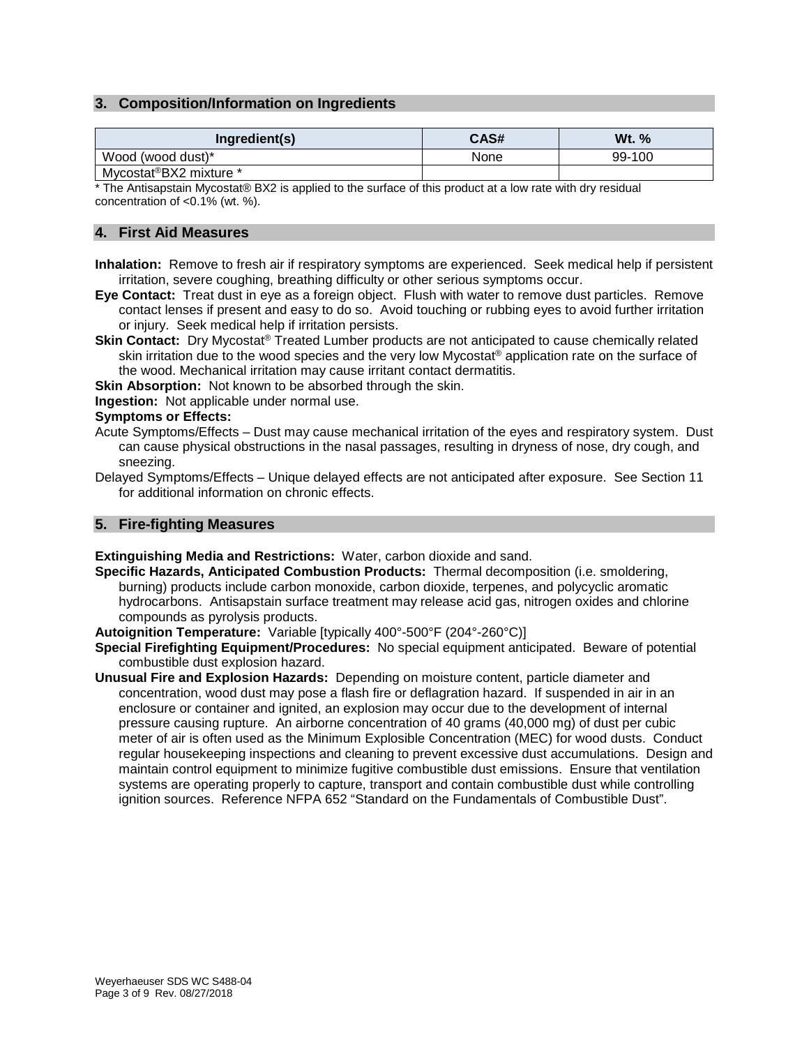## 3. Composition/Information on Ingredients

| Ingredient(s) | CAS# | Wt. % |
|---|---|---|
| Wood (wood dust)* | None | 99-100 |
| Mycostat®BX2 mixture * | | |

* The Antisapstain Mycostat® BX2 is applied to the surface of this product at a low rate with dry residual concentration of <0.1% (wt. %).

## 4. First Aid Measures

**Inhalation:** Remove to fresh air if respiratory symptoms are experienced. Seek medical help if persistent irritation, severe coughing, breathing difficulty or other serious symptoms occur.

**Eye Contact:** Treat dust in eye as a foreign object. Flush with water to remove dust particles. Remove contact lenses if present and easy to do so. Avoid touching or rubbing eyes to avoid further irritation or injury. Seek medical help if irritation persists.

**Skin Contact:** Dry Mycostat® Treated Lumber products are not anticipated to cause chemically related skin irritation due to the wood species and the very low Mycostat® application rate on the surface of the wood. Mechanical irritation may cause irritant contact dermatitis.

**Skin Absorption:** Not known to be absorbed through the skin.

**Ingestion:** Not applicable under normal use.

**Symptoms or Effects:**

Acute Symptoms/Effects – Dust may cause mechanical irritation of the eyes and respiratory system. Dust can cause physical obstructions in the nasal passages, resulting in dryness of nose, dry cough, and sneezing.

Delayed Symptoms/Effects – Unique delayed effects are not anticipated after exposure. See Section 11 for additional information on chronic effects.

## 5. Fire-fighting Measures

**Extinguishing Media and Restrictions:** Water, carbon dioxide and sand.

**Specific Hazards, Anticipated Combustion Products:** Thermal decomposition (i.e. smoldering, burning) products include carbon monoxide, carbon dioxide, terpenes, and polycyclic aromatic hydrocarbons. Antisapstain surface treatment may release acid gas, nitrogen oxides and chlorine compounds as pyrolysis products.

**Autoignition Temperature:** Variable [typically 400°-500°F (204°-260°C)]

**Special Firefighting Equipment/Procedures:** No special equipment anticipated. Beware of potential combustible dust explosion hazard.

**Unusual Fire and Explosion Hazards:** Depending on moisture content, particle diameter and concentration, wood dust may pose a flash fire or deflagration hazard. If suspended in air in an enclosure or container and ignited, an explosion may occur due to the development of internal pressure causing rupture. An airborne concentration of 40 grams (40,000 mg) of dust per cubic meter of air is often used as the Minimum Explosible Concentration (MEC) for wood dusts. Conduct regular housekeeping inspections and cleaning to prevent excessive dust accumulations. Design and maintain control equipment to minimize fugitive combustible dust emissions. Ensure that ventilation systems are operating properly to capture, transport and contain combustible dust while controlling ignition sources. Reference NFPA 652 "Standard on the Fundamentals of Combustible Dust".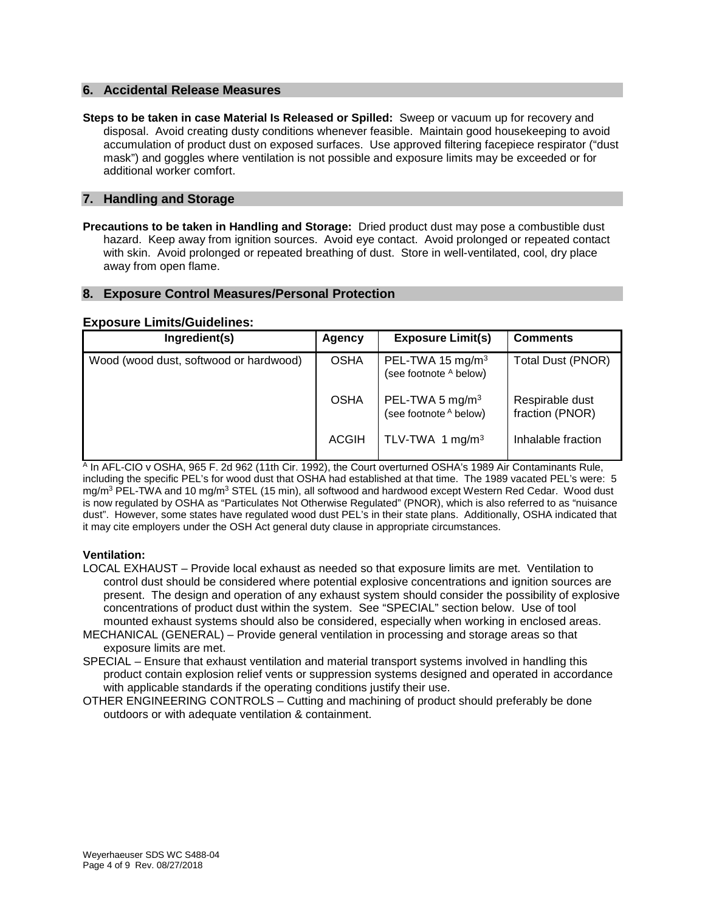## 6. Accidental Release Measures

**Steps to be taken in case Material Is Released or Spilled:** Sweep or vacuum up for recovery and disposal. Avoid creating dusty conditions whenever feasible. Maintain good housekeeping to avoid accumulation of product dust on exposed surfaces. Use approved filtering facepiece respirator ("dust mask") and goggles where ventilation is not possible and exposure limits may be exceeded or for additional worker comfort.

## 7. Handling and Storage

**Precautions to be taken in Handling and Storage:** Dried product dust may pose a combustible dust hazard. Keep away from ignition sources. Avoid eye contact. Avoid prolonged or repeated contact with skin. Avoid prolonged or repeated breathing of dust. Store in well-ventilated, cool, dry place away from open flame.

## 8. Exposure Control Measures/Personal Protection

### Exposure Limits/Guidelines:

| Ingredient(s) | Agency | Exposure Limit(s) | Comments |
|---|---|---|---|
| Wood (wood dust, softwood or hardwood) | OSHA | PEL-TWA 15 mg/m$^3$ (see footnote [A] below) | Total Dust (PNOR) |
| | OSHA | PEL-TWA 5 mg/m$^3$ (see footnote [A] below) | Respirable dust fraction (PNOR) |
| | ACGIH | TLV-TWA 1 mg/m$^3$ | Inhalable fraction |

[A] In AFL-CIO v OSHA, 965 F. 2d 962 (11th Cir. 1992), the Court overturned OSHA's 1989 Air Contaminants Rule, including the specific PEL's for wood dust that OSHA had established at that time. The 1989 vacated PEL's were: 5 mg/m$^3$ PEL-TWA and 10 mg/m$^3$ STEL (15 min), all softwood and hardwood except Western Red Cedar. Wood dust is now regulated by OSHA as "Particulates Not Otherwise Regulated" (PNOR), which is also referred to as "nuisance dust". However, some states have regulated wood dust PEL's in their state plans. Additionally, OSHA indicated that it may cite employers under the OSH Act general duty clause in appropriate circumstances.

**Ventilation:**

LOCAL EXHAUST – Provide local exhaust as needed so that exposure limits are met. Ventilation to control dust should be considered where potential explosive concentrations and ignition sources are present. The design and operation of any exhaust system should consider the possibility of explosive concentrations of product dust within the system. See "SPECIAL" section below. Use of tool mounted exhaust systems should also be considered, especially when working in enclosed areas.

MECHANICAL (GENERAL) – Provide general ventilation in processing and storage areas so that exposure limits are met.

SPECIAL – Ensure that exhaust ventilation and material transport systems involved in handling this product contain explosion relief vents or suppression systems designed and operated in accordance with applicable standards if the operating conditions justify their use.

OTHER ENGINEERING CONTROLS – Cutting and machining of product should preferably be done outdoors or with adequate ventilation & containment.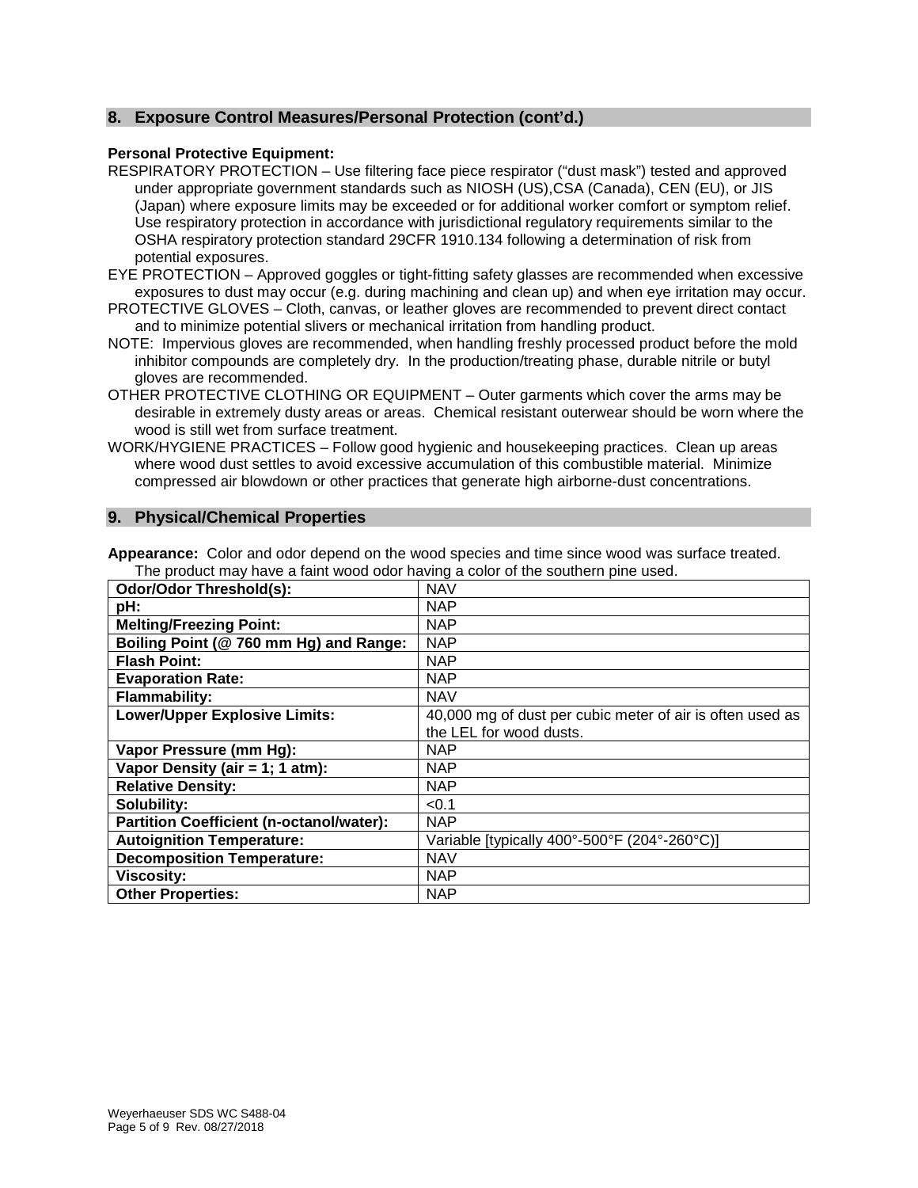## 8. Exposure Control Measures/Personal Protection (cont'd.)

**Personal Protective Equipment:**

RESPIRATORY PROTECTION – Use filtering face piece respirator ("dust mask") tested and approved under appropriate government standards such as NIOSH (US),CSA (Canada), CEN (EU), or JIS (Japan) where exposure limits may be exceeded or for additional worker comfort or symptom relief. Use respiratory protection in accordance with jurisdictional regulatory requirements similar to the OSHA respiratory protection standard 29CFR 1910.134 following a determination of risk from potential exposures.

EYE PROTECTION – Approved goggles or tight-fitting safety glasses are recommended when excessive exposures to dust may occur (e.g. during machining and clean up) and when eye irritation may occur.

PROTECTIVE GLOVES – Cloth, canvas, or leather gloves are recommended to prevent direct contact and to minimize potential slivers or mechanical irritation from handling product.

NOTE: Impervious gloves are recommended, when handling freshly processed product before the mold inhibitor compounds are completely dry. In the production/treating phase, durable nitrile or butyl gloves are recommended.

OTHER PROTECTIVE CLOTHING OR EQUIPMENT – Outer garments which cover the arms may be desirable in extremely dusty areas or areas. Chemical resistant outerwear should be worn where the wood is still wet from surface treatment.

WORK/HYGIENE PRACTICES – Follow good hygienic and housekeeping practices. Clean up areas where wood dust settles to avoid excessive accumulation of this combustible material. Minimize compressed air blowdown or other practices that generate high airborne-dust concentrations.

## 9. Physical/Chemical Properties

**Appearance:** Color and odor depend on the wood species and time since wood was surface treated. The product may have a faint wood odor having a color of the southern pine used.

| **Odor/Odor Threshold(s):** | NAV |
|---|---|
| **pH:** | NAP |
| **Melting/Freezing Point:** | NAP |
| **Boiling Point (@ 760 mm Hg) and Range:** | NAP |
| **Flash Point:** | NAP |
| **Evaporation Rate:** | NAP |
| **Flammability:** | NAV |
| **Lower/Upper Explosive Limits:** | 40,000 mg of dust per cubic meter of air is often used as the LEL for wood dusts. |
| **Vapor Pressure (mm Hg):** | NAP |
| **Vapor Density (air = 1; 1 atm):** | NAP |
| **Relative Density:** | NAP |
| **Solubility:** | <0.1 |
| **Partition Coefficient (n-octanol/water):** | NAP |
| **Autoignition Temperature:** | Variable [typically 400°-500°F (204°-260°C)] |
| **Decomposition Temperature:** | NAV |
| **Viscosity:** | NAP |
| **Other Properties:** | NAP |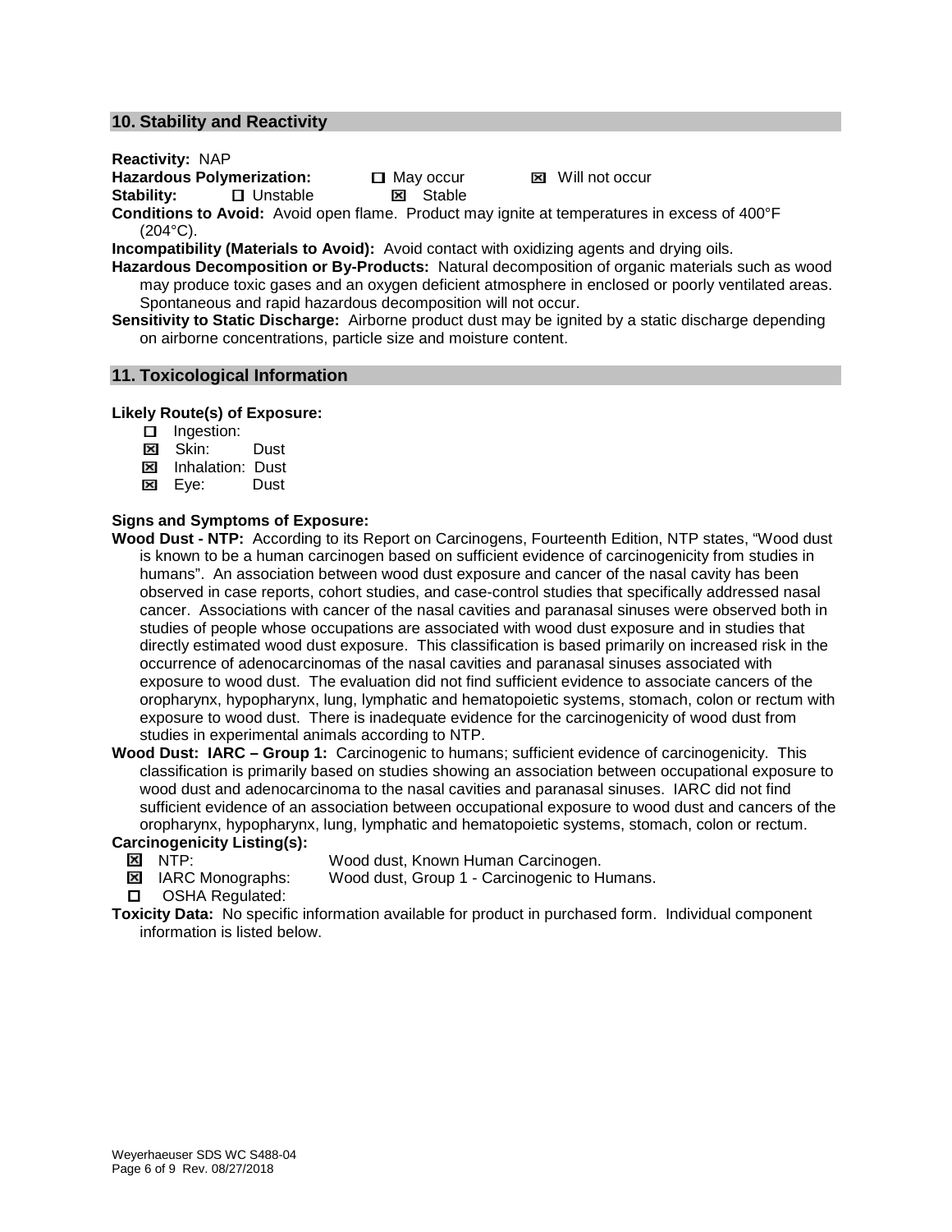## 10. Stability and Reactivity

**Reactivity:** NAP

**Hazardous Polymerization:** ☐ May occur ☒ Will not occur

**Stability:** ☐ Unstable ☒ Stable

**Conditions to Avoid:** Avoid open flame. Product may ignite at temperatures in excess of 400°F (204°C).

**Incompatibility (Materials to Avoid):** Avoid contact with oxidizing agents and drying oils.

**Hazardous Decomposition or By-Products:** Natural decomposition of organic materials such as wood may produce toxic gases and an oxygen deficient atmosphere in enclosed or poorly ventilated areas. Spontaneous and rapid hazardous decomposition will not occur.

**Sensitivity to Static Discharge:** Airborne product dust may be ignited by a static discharge depending on airborne concentrations, particle size and moisture content.

## 11. Toxicological Information

**Likely Route(s) of Exposure:**

- ☐ Ingestion:
- ☒ Skin: Dust
- ☒ Inhalation: Dust
- ☒ Eye: Dust

**Signs and Symptoms of Exposure:**

**Wood Dust - NTP:** According to its Report on Carcinogens, Fourteenth Edition, NTP states, "Wood dust is known to be a human carcinogen based on sufficient evidence of carcinogenicity from studies in humans". An association between wood dust exposure and cancer of the nasal cavity has been observed in case reports, cohort studies, and case-control studies that specifically addressed nasal cancer. Associations with cancer of the nasal cavities and paranasal sinuses were observed both in studies of people whose occupations are associated with wood dust exposure and in studies that directly estimated wood dust exposure. This classification is based primarily on increased risk in the occurrence of adenocarcinomas of the nasal cavities and paranasal sinuses associated with exposure to wood dust. The evaluation did not find sufficient evidence to associate cancers of the oropharynx, hypopharynx, lung, lymphatic and hematopoietic systems, stomach, colon or rectum with exposure to wood dust. There is inadequate evidence for the carcinogenicity of wood dust from studies in experimental animals according to NTP.

**Wood Dust: IARC – Group 1:** Carcinogenic to humans; sufficient evidence of carcinogenicity. This classification is primarily based on studies showing an association between occupational exposure to wood dust and adenocarcinoma to the nasal cavities and paranasal sinuses. IARC did not find sufficient evidence of an association between occupational exposure to wood dust and cancers of the oropharynx, hypopharynx, lung, lymphatic and hematopoietic systems, stomach, colon or rectum.

**Carcinogenicity Listing(s):**

- ☒ NTP: Wood dust, Known Human Carcinogen.
- ☒ IARC Monographs: Wood dust, Group 1 - Carcinogenic to Humans.
- ☐ OSHA Regulated:

**Toxicity Data:** No specific information available for product in purchased form. Individual component information is listed below.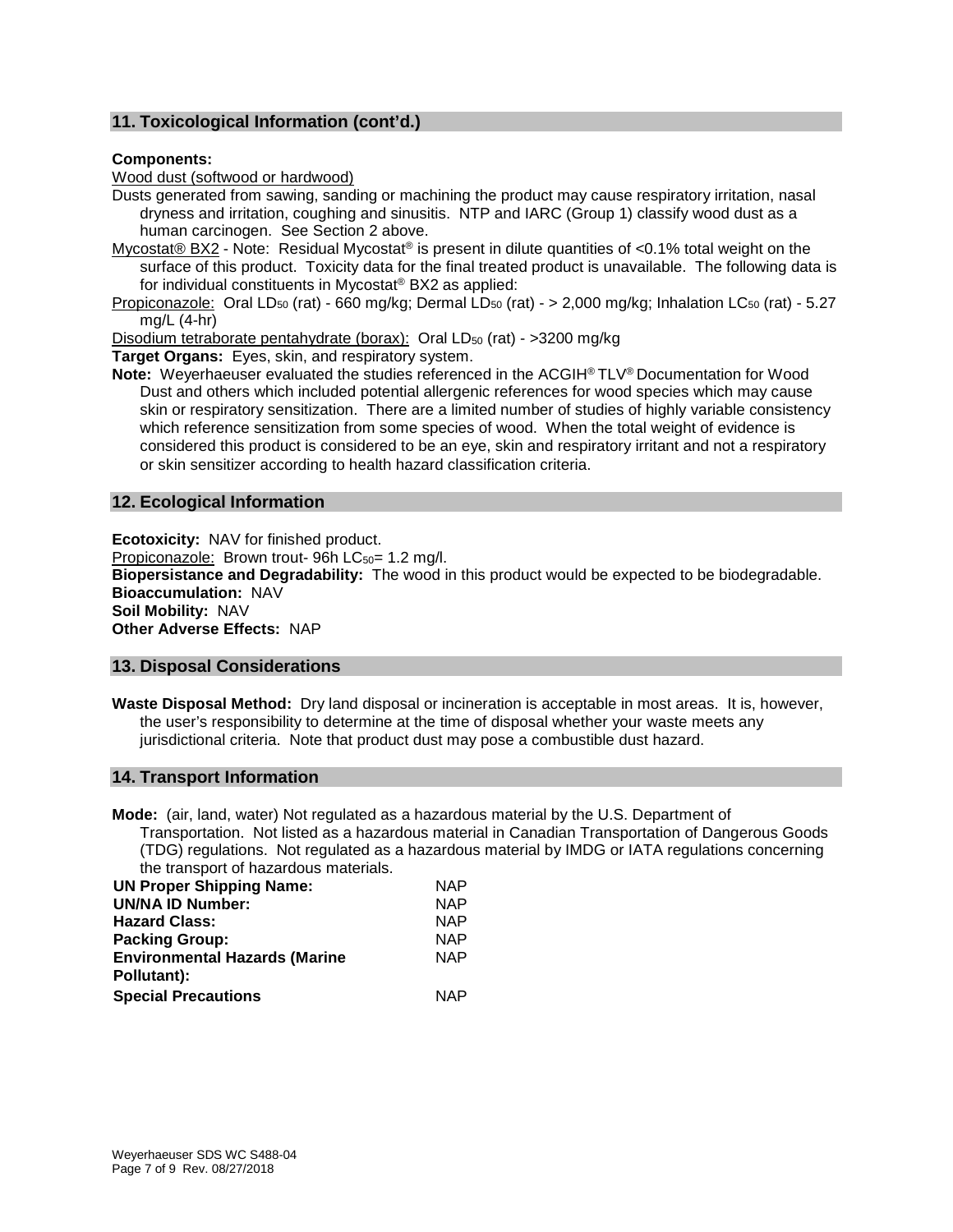## 11. Toxicological Information (cont'd.)

**Components:**

Wood dust (softwood or hardwood)

Dusts generated from sawing, sanding or machining the product may cause respiratory irritation, nasal dryness and irritation, coughing and sinusitis. NTP and IARC (Group 1) classify wood dust as a human carcinogen. See Section 2 above.

Mycostat® BX2 - Note: Residual Mycostat® is present in dilute quantities of <0.1% total weight on the surface of this product. Toxicity data for the final treated product is unavailable. The following data is for individual constituents in Mycostat® BX2 as applied:

Propiconazole: Oral $LD_{50}$ (rat) - 660 mg/kg; Dermal $LD_{50}$ (rat) - > 2,000 mg/kg; Inhalation $LC_{50}$ (rat) - 5.27 mg/L (4-hr)

Disodium tetraborate pentahydrate (borax): Oral $LD_{50}$ (rat) - >3200 mg/kg

**Target Organs:** Eyes, skin, and respiratory system.

**Note:** Weyerhaeuser evaluated the studies referenced in the ACGIH® TLV® Documentation for Wood Dust and others which included potential allergenic references for wood species which may cause skin or respiratory sensitization. There are a limited number of studies of highly variable consistency which reference sensitization from some species of wood. When the total weight of evidence is considered this product is considered to be an eye, skin and respiratory irritant and not a respiratory or skin sensitizer according to health hazard classification criteria.

## 12. Ecological Information

**Ecotoxicity:** NAV for finished product.

Propiconazole: Brown trout- 96h $LC_{50}$= 1.2 mg/l.

**Biopersistance and Degradability:** The wood in this product would be expected to be biodegradable.

**Bioaccumulation:** NAV

**Soil Mobility:** NAV

**Other Adverse Effects:** NAP

## 13. Disposal Considerations

**Waste Disposal Method:** Dry land disposal or incineration is acceptable in most areas. It is, however, the user's responsibility to determine at the time of disposal whether your waste meets any jurisdictional criteria. Note that product dust may pose a combustible dust hazard.

## 14. Transport Information

**Mode:** (air, land, water) Not regulated as a hazardous material by the U.S. Department of Transportation. Not listed as a hazardous material in Canadian Transportation of Dangerous Goods (TDG) regulations. Not regulated as a hazardous material by IMDG or IATA regulations concerning the transport of hazardous materials.

| | |
|---|---|
| **UN Proper Shipping Name:** | NAP |
| **UN/NA ID Number:** | NAP |
| **Hazard Class:** | NAP |
| **Packing Group:** | NAP |
| **Environmental Hazards (Marine Pollutant):** | NAP |
| **Special Precautions** | NAP |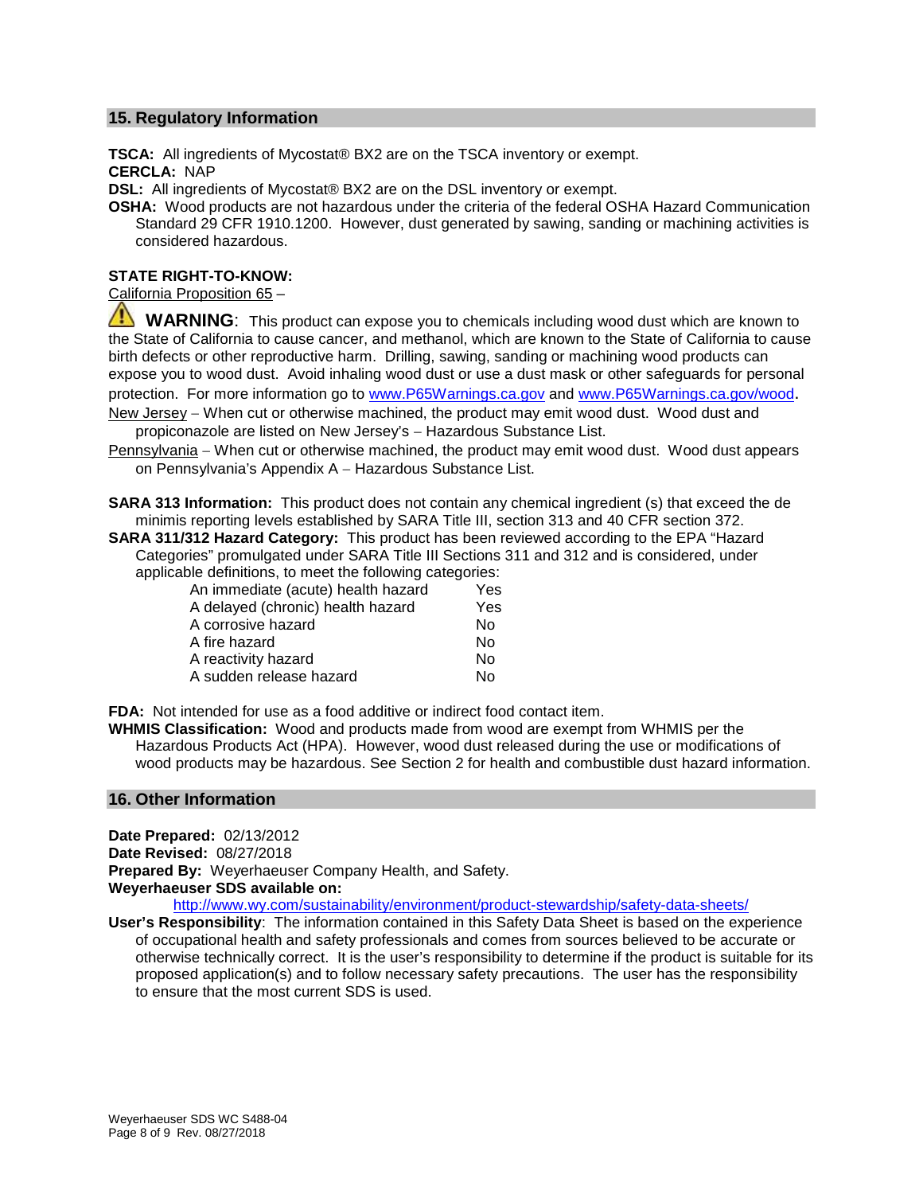## 15. Regulatory Information

**TSCA:** All ingredients of Mycostat® BX2 are on the TSCA inventory or exempt.
**CERCLA:** NAP
**DSL:** All ingredients of Mycostat® BX2 are on the DSL inventory or exempt.
**OSHA:** Wood products are not hazardous under the criteria of the federal OSHA Hazard Communication Standard 29 CFR 1910.1200. However, dust generated by sawing, sanding or machining activities is considered hazardous.

**STATE RIGHT-TO-KNOW:**

California Proposition 65 –

⚠ **WARNING**: This product can expose you to chemicals including wood dust which are known to the State of California to cause cancer, and methanol, which are known to the State of California to cause birth defects or other reproductive harm. Drilling, sawing, sanding or machining wood products can expose you to wood dust. Avoid inhaling wood dust or use a dust mask or other safeguards for personal protection. For more information go to www.P65Warnings.ca.gov and www.P65Warnings.ca.gov/wood.

New Jersey – When cut or otherwise machined, the product may emit wood dust. Wood dust and propiconazole are listed on New Jersey's – Hazardous Substance List.

Pennsylvania – When cut or otherwise machined, the product may emit wood dust. Wood dust appears on Pennsylvania's Appendix A – Hazardous Substance List.

**SARA 313 Information:** This product does not contain any chemical ingredient (s) that exceed the de minimis reporting levels established by SARA Title III, section 313 and 40 CFR section 372.

**SARA 311/312 Hazard Category:** This product has been reviewed according to the EPA "Hazard Categories" promulgated under SARA Title III Sections 311 and 312 and is considered, under applicable definitions, to meet the following categories:

| Category | |
|---|---|
| An immediate (acute) health hazard | Yes |
| A delayed (chronic) health hazard | Yes |
| A corrosive hazard | No |
| A fire hazard | No |
| A reactivity hazard | No |
| A sudden release hazard | No |

**FDA:** Not intended for use as a food additive or indirect food contact item.
**WHMIS Classification:** Wood and products made from wood are exempt from WHMIS per the Hazardous Products Act (HPA). However, wood dust released during the use or modifications of wood products may be hazardous. See Section 2 for health and combustible dust hazard information.

## 16. Other Information

**Date Prepared:** 02/13/2012
**Date Revised:** 08/27/2018
**Prepared By:** Weyerhaeuser Company Health, and Safety.
**Weyerhaeuser SDS available on:**
http://www.wy.com/sustainability/environment/product-stewardship/safety-data-sheets/

**User's Responsibility**: The information contained in this Safety Data Sheet is based on the experience of occupational health and safety professionals and comes from sources believed to be accurate or otherwise technically correct. It is the user's responsibility to determine if the product is suitable for its proposed application(s) and to follow necessary safety precautions. The user has the responsibility to ensure that the most current SDS is used.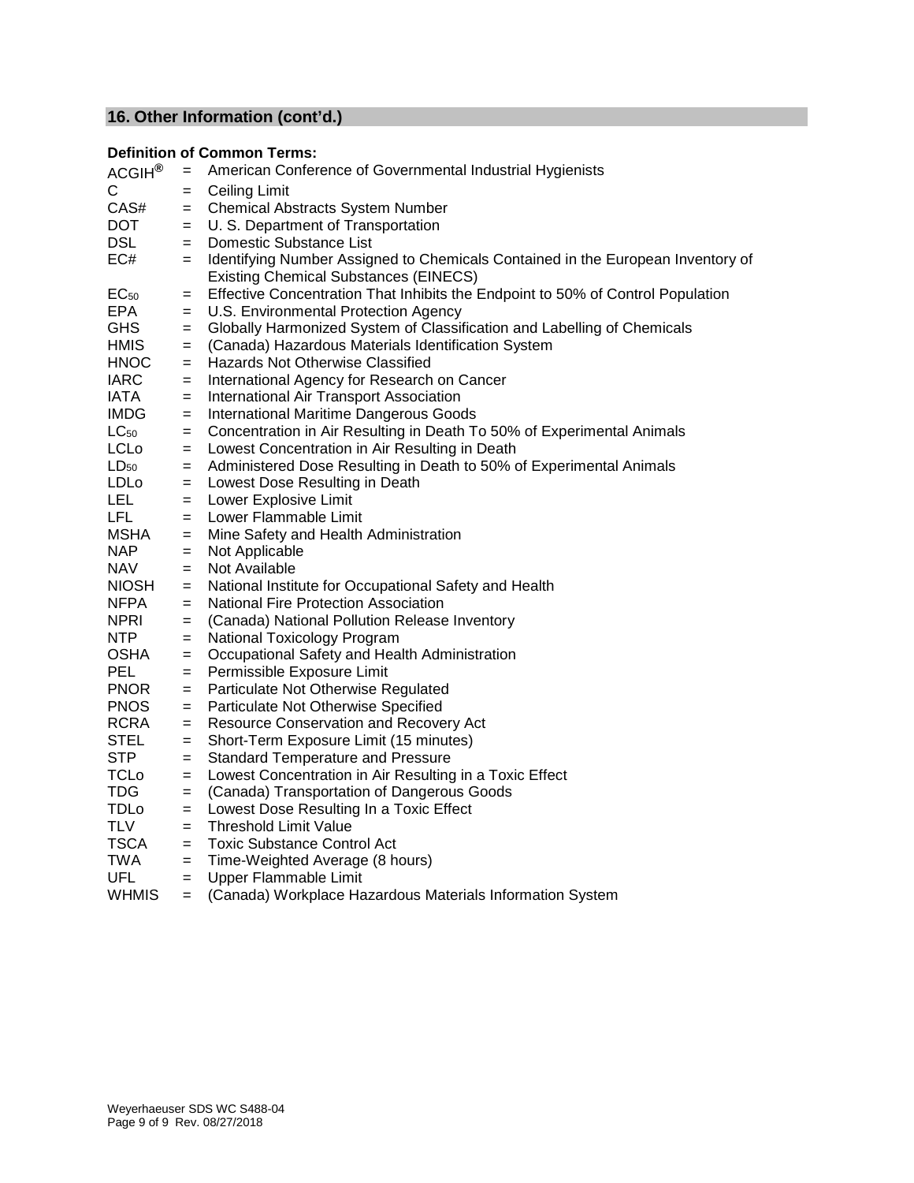## 16. Other Information (cont'd.)

**Definition of Common Terms:**

ACGIH® = American Conference of Governmental Industrial Hygienists
C = Ceiling Limit
CAS# = Chemical Abstracts System Number
DOT = U. S. Department of Transportation
DSL = Domestic Substance List
EC# = Identifying Number Assigned to Chemicals Contained in the European Inventory of Existing Chemical Substances (EINECS)
$EC_{50}$ = Effective Concentration That Inhibits the Endpoint to 50% of Control Population
EPA = U.S. Environmental Protection Agency
GHS = Globally Harmonized System of Classification and Labelling of Chemicals
HMIS = (Canada) Hazardous Materials Identification System
HNOC = Hazards Not Otherwise Classified
IARC = International Agency for Research on Cancer
IATA = International Air Transport Association
IMDG = International Maritime Dangerous Goods
$LC_{50}$ = Concentration in Air Resulting in Death To 50% of Experimental Animals
LCLo = Lowest Concentration in Air Resulting in Death
$LD_{50}$ = Administered Dose Resulting in Death to 50% of Experimental Animals
LDLo = Lowest Dose Resulting in Death
LEL = Lower Explosive Limit
LFL = Lower Flammable Limit
MSHA = Mine Safety and Health Administration
NAP = Not Applicable
NAV = Not Available
NIOSH = National Institute for Occupational Safety and Health
NFPA = National Fire Protection Association
NPRI = (Canada) National Pollution Release Inventory
NTP = National Toxicology Program
OSHA = Occupational Safety and Health Administration
PEL = Permissible Exposure Limit
PNOR = Particulate Not Otherwise Regulated
PNOS = Particulate Not Otherwise Specified
RCRA = Resource Conservation and Recovery Act
STEL = Short-Term Exposure Limit (15 minutes)
STP = Standard Temperature and Pressure
TCLo = Lowest Concentration in Air Resulting in a Toxic Effect
TDG = (Canada) Transportation of Dangerous Goods
TDLo = Lowest Dose Resulting In a Toxic Effect
TLV = Threshold Limit Value
TSCA = Toxic Substance Control Act
TWA = Time-Weighted Average (8 hours)
UFL = Upper Flammable Limit
WHMIS = (Canada) Workplace Hazardous Materials Information System

Weyerhaeuser SDS WC S488-04
Rev. 08/27/2018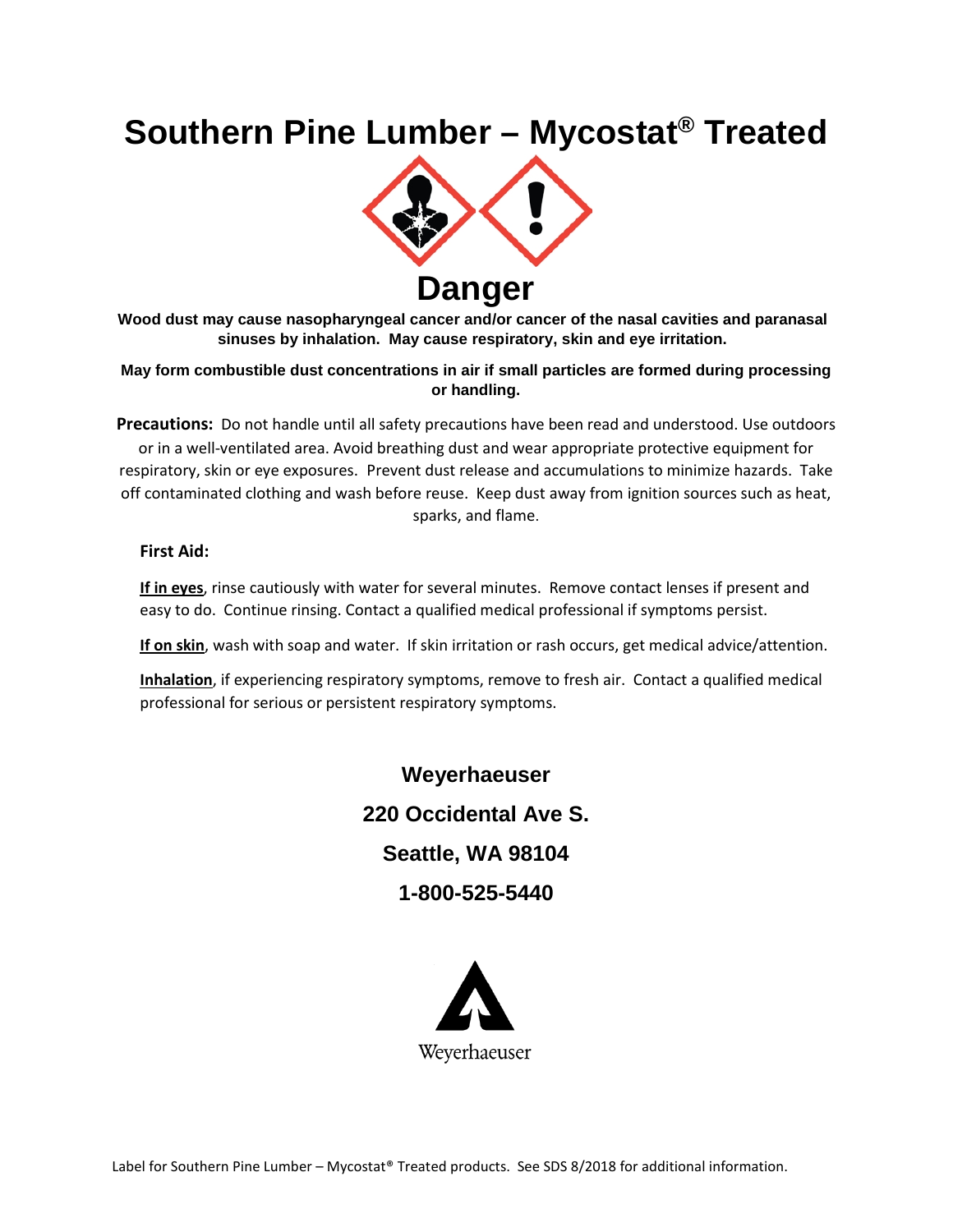# Southern Pine Lumber – Mycostat® Treated

**Danger**

**Wood dust may cause nasopharyngeal cancer and/or cancer of the nasal cavities and paranasal sinuses by inhalation. May cause respiratory, skin and eye irritation.**

**May form combustible dust concentrations in air if small particles are formed during processing or handling.**

**Precautions:** Do not handle until all safety precautions have been read and understood. Use outdoors or in a well-ventilated area. Avoid breathing dust and wear appropriate protective equipment for respiratory, skin or eye exposures. Prevent dust release and accumulations to minimize hazards. Take off contaminated clothing and wash before reuse. Keep dust away from ignition sources such as heat, sparks, and flame.

**First Aid:**

**If in eyes**, rinse cautiously with water for several minutes. Remove contact lenses if present and easy to do. Continue rinsing. Contact a qualified medical professional if symptoms persist.

**If on skin**, wash with soap and water. If skin irritation or rash occurs, get medical advice/attention.

**Inhalation**, if experiencing respiratory symptoms, remove to fresh air. Contact a qualified medical professional for serious or persistent respiratory symptoms.

**Weyerhaeuser**

**220 Occidental Ave S.**

**Seattle, WA 98104**

**1-800-525-5440**

Weyerhaeuser

Label for Southern Pine Lumber – Mycostat® Treated products. See SDS 8/2018 for additional information.